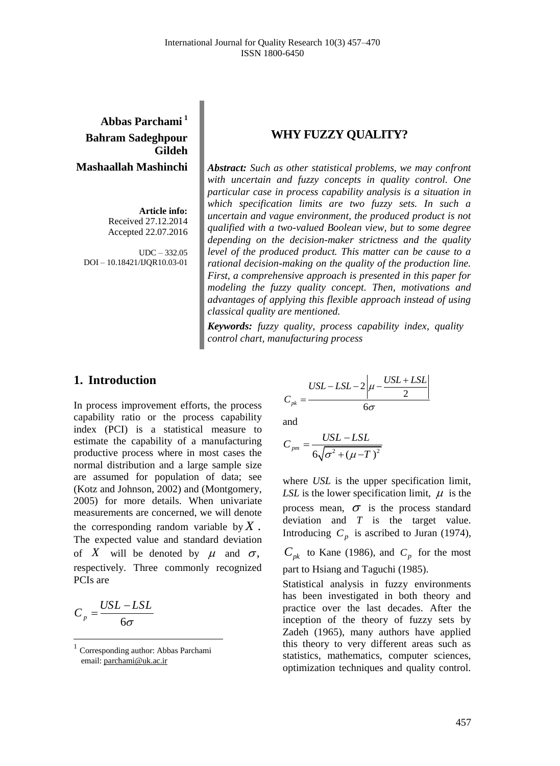**Abbas Parchami** [1]
**Bahram Sadeghpour Gildeh**
**Mashaallah Mashinchi**

**Article info:**
Received 27.12.2014
Accepted 22.07.2016

UDC – 332.05
DOI – 10.18421/IJQR10.03-01

# WHY FUZZY QUALITY?

***Abstract:*** *Such as other statistical problems, we may confront with uncertain and fuzzy concepts in quality control. One particular case in process capability analysis is a situation in which specification limits are two fuzzy sets. In such a uncertain and vague environment, the produced product is not qualified with a two-valued Boolean view, but to some degree depending on the decision-maker strictness and the quality level of the produced product. This matter can be cause to a rational decision-making on the quality of the production line. First, a comprehensive approach is presented in this paper for modeling the fuzzy quality concept. Then, motivations and advantages of applying this flexible approach instead of using classical quality are mentioned.*

***Keywords:*** *fuzzy quality, process capability index, quality control chart, manufacturing process*

## 1. Introduction

In process improvement efforts, the process capability ratio or the process capability index (PCI) is a statistical measure to estimate the capability of a manufacturing productive process where in most cases the normal distribution and a large sample size are assumed for population of data; see (Kotz and Johnson, 2002) and (Montgomery, 2005) for more details. When univariate measurements are concerned, we will denote the corresponding random variable by $X$. The expected value and standard deviation of $X$ will be denoted by $\mu$ and $\sigma$, respectively. Three commonly recognized PCIs are

$$C_p = \frac{USL - LSL}{6\sigma}$$

$$C_{pk} = \frac{USL - LSL - 2\left|\mu - \frac{USL + LSL}{2}\right|}{6\sigma}$$

and

$$C_{pm} = \frac{USL - LSL}{6\sqrt{\sigma^2 + (\mu - T)^2}}$$

where *USL* is the upper specification limit, *LSL* is the lower specification limit, $\mu$ is the process mean, $\sigma$ is the process standard deviation and $T$ is the target value. Introducing $C_p$ is ascribed to Juran (1974), $C_{pk}$ to Kane (1986), and $C_p$ for the most part to Hsiang and Taguchi (1985).

Statistical analysis in fuzzy environments has been investigated in both theory and practice over the last decades. After the inception of the theory of fuzzy sets by Zadeh (1965), many authors have applied this theory to very different areas such as statistics, mathematics, computer sciences, optimization techniques and quality control.

[1] Corresponding author: Abbas Parchami
email: parchami@uk.ac.ir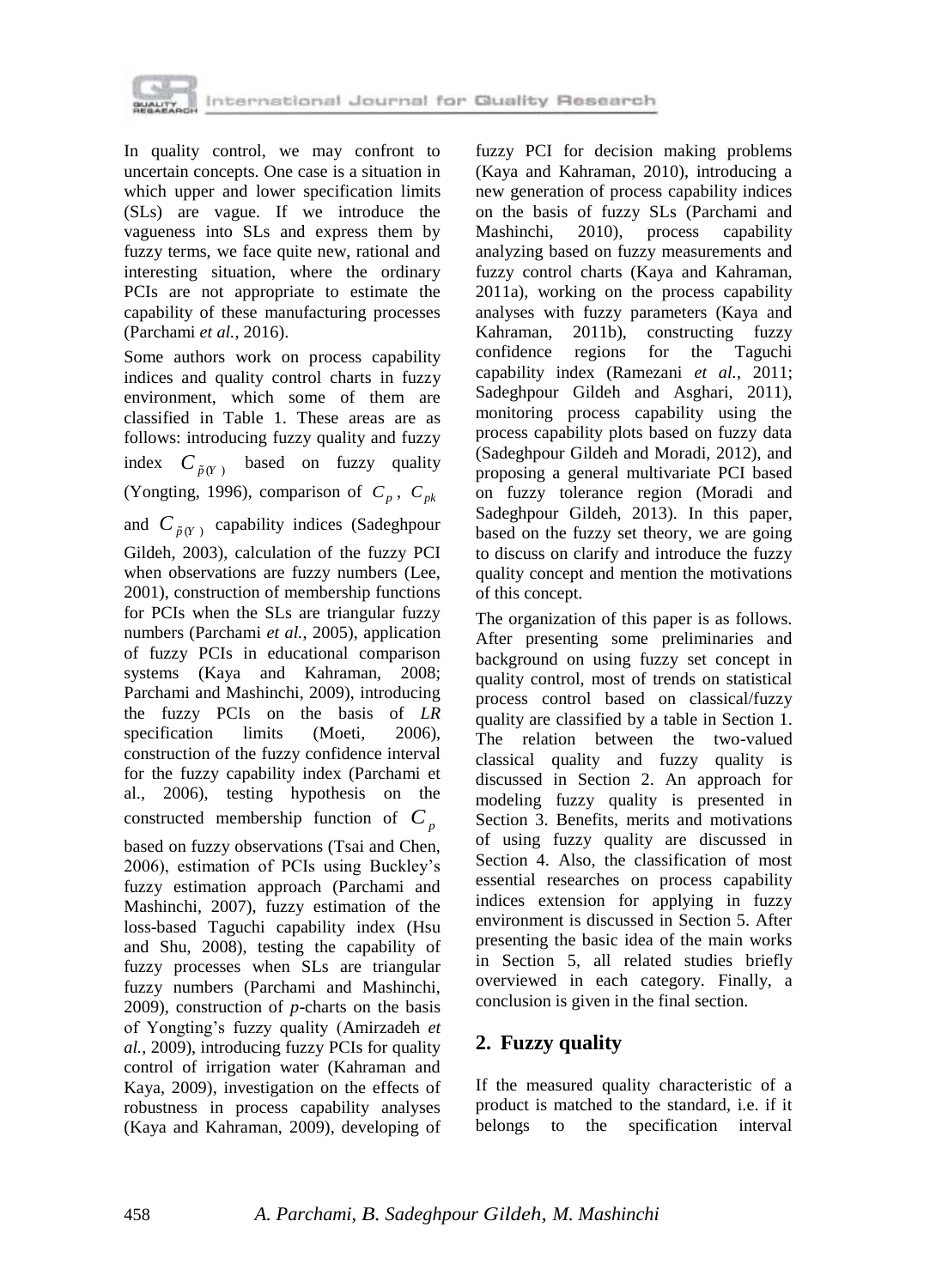In quality control, we may confront to uncertain concepts. One case is a situation in which upper and lower specification limits (SLs) are vague. If we introduce the vagueness into SLs and express them by fuzzy terms, we face quite new, rational and interesting situation, where the ordinary PCIs are not appropriate to estimate the capability of these manufacturing processes (Parchami *et al.*, 2016).

Some authors work on process capability indices and quality control charts in fuzzy environment, which some of them are classified in Table 1. These areas are as follows: introducing fuzzy quality and fuzzy index $C_{\tilde{p}(Y)}$ based on fuzzy quality (Yongting, 1996), comparison of $C_p$, $C_{pk}$ and $C_{\tilde{p}(Y)}$ capability indices (Sadeghpour Gildeh, 2003), calculation of the fuzzy PCI when observations are fuzzy numbers (Lee, 2001), construction of membership functions for PCIs when the SLs are triangular fuzzy numbers (Parchami *et al.*, 2005), application of fuzzy PCIs in educational comparison systems (Kaya and Kahraman, 2008; Parchami and Mashinchi, 2009), introducing the fuzzy PCIs on the basis of *LR* specification limits (Moeti, 2006), construction of the fuzzy confidence interval for the fuzzy capability index (Parchami et al., 2006), testing hypothesis on the constructed membership function of $C_p$ based on fuzzy observations (Tsai and Chen, 2006), estimation of PCIs using Buckley's fuzzy estimation approach (Parchami and Mashinchi, 2007), fuzzy estimation of the loss-based Taguchi capability index (Hsu and Shu, 2008), testing the capability of fuzzy processes when SLs are triangular fuzzy numbers (Parchami and Mashinchi, 2009), construction of *p*-charts on the basis of Yongting's fuzzy quality (Amirzadeh *et al.*, 2009), introducing fuzzy PCIs for quality control of irrigation water (Kahraman and Kaya, 2009), investigation on the effects of robustness in process capability analyses (Kaya and Kahraman, 2009), developing of fuzzy PCI for decision making problems (Kaya and Kahraman, 2010), introducing a new generation of process capability indices on the basis of fuzzy SLs (Parchami and Mashinchi, 2010), process capability analyzing based on fuzzy measurements and fuzzy control charts (Kaya and Kahraman, 2011a), working on the process capability analyses with fuzzy parameters (Kaya and Kahraman, 2011b), constructing fuzzy confidence regions for the Taguchi capability index (Ramezani *et al.*, 2011; Sadeghpour Gildeh and Asghari, 2011), monitoring process capability using the process capability plots based on fuzzy data (Sadeghpour Gildeh and Moradi, 2012), and proposing a general multivariate PCI based on fuzzy tolerance region (Moradi and Sadeghpour Gildeh, 2013). In this paper, based on the fuzzy set theory, we are going to discuss on clarify and introduce the fuzzy quality concept and mention the motivations of this concept.

The organization of this paper is as follows. After presenting some preliminaries and background on using fuzzy set concept in quality control, most of trends on statistical process control based on classical/fuzzy quality are classified by a table in Section 1. The relation between the two-valued classical quality and fuzzy quality is discussed in Section 2. An approach for modeling fuzzy quality is presented in Section 3. Benefits, merits and motivations of using fuzzy quality are discussed in Section 4. Also, the classification of most essential researches on process capability indices extension for applying in fuzzy environment is discussed in Section 5. After presenting the basic idea of the main works in Section 5, all related studies briefly overviewed in each category. Finally, a conclusion is given in the final section.

## 2. Fuzzy quality

If the measured quality characteristic of a product is matched to the standard, i.e. if it belongs to the specification interval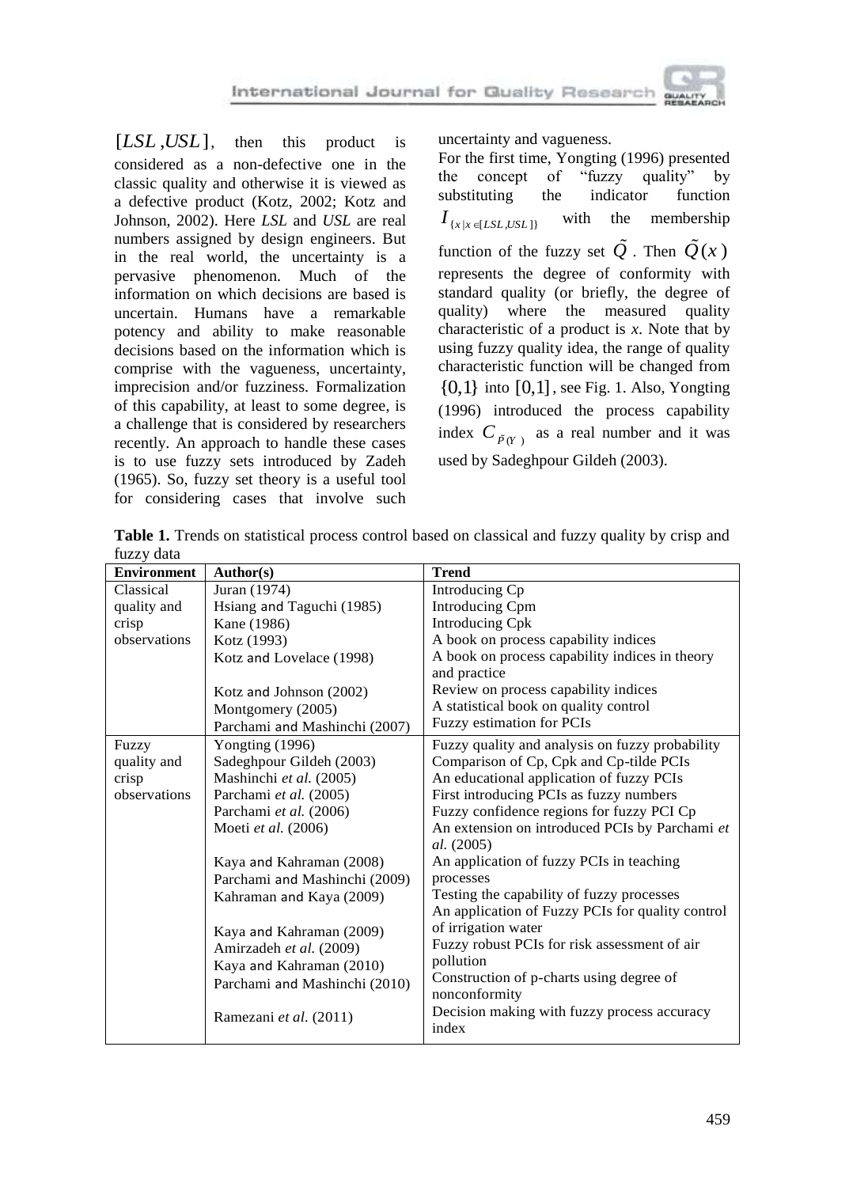$[LSL, USL]$, then this product is considered as a non-defective one in the classic quality and otherwise it is viewed as a defective product (Kotz, 2002; Kotz and Johnson, 2002). Here *LSL* and *USL* are real numbers assigned by design engineers. But in the real world, the uncertainty is a pervasive phenomenon. Much of the information on which decisions are based is uncertain. Humans have a remarkable potency and ability to make reasonable decisions based on the information which is comprise with the vagueness, uncertainty, imprecision and/or fuzziness. Formalization of this capability, at least to some degree, is a challenge that is considered by researchers recently. An approach to handle these cases is to use fuzzy sets introduced by Zadeh (1965). So, fuzzy set theory is a useful tool for considering cases that involve such uncertainty and vagueness.

For the first time, Yongting (1996) presented the concept of "fuzzy quality" by substituting the indicator function $I_{\{x|x\in[LSL,USL]\}}$ with the membership function of the fuzzy set $\tilde{Q}$. Then $\tilde{Q}(x)$ represents the degree of conformity with standard quality (or briefly, the degree of quality) where the measured quality characteristic of a product is *x*. Note that by using fuzzy quality idea, the range of quality characteristic function will be changed from $\{0,1\}$ into $[0,1]$, see Fig. 1. Also, Yongting (1996) introduced the process capability index $C_{\tilde{P}(Y)}$ as a real number and it was used by Sadeghpour Gildeh (2003).

**Table 1.** Trends on statistical process control based on classical and fuzzy quality by crisp and fuzzy data

| Environment | Author(s) | Trend |
|---|---|---|
| Classical quality and crisp observations | Juran (1974) | Introducing Cp |
| | Hsiang and Taguchi (1985) | Introducing Cpm |
| | Kane (1986) | Introducing Cpk |
| | Kotz (1993) | A book on process capability indices |
| | Kotz and Lovelace (1998) | A book on process capability indices in theory and practice |
| | Kotz and Johnson (2002) | Review on process capability indices |
| | Montgomery (2005) | A statistical book on quality control |
| | Parchami and Mashinchi (2007) | Fuzzy estimation for PCIs |
| Fuzzy quality and crisp observations | Yongting (1996) | Fuzzy quality and analysis on fuzzy probability |
| | Sadeghpour Gildeh (2003) | Comparison of Cp, Cpk and Cp-tilde PCIs |
| | Mashinchi *et al.* (2005) | An educational application of fuzzy PCIs |
| | Parchami *et al.* (2005) | First introducing PCIs as fuzzy numbers |
| | Parchami *et al.* (2006) | Fuzzy confidence regions for fuzzy PCI Cp |
| | Moeti *et al.* (2006) | An extension on introduced PCIs by Parchami *et al.* (2005) |
| | Kaya and Kahraman (2008) | An application of fuzzy PCIs in teaching processes |
| | Parchami and Mashinchi (2009) | Testing the capability of fuzzy processes |
| | Kahraman and Kaya (2009) | An application of Fuzzy PCIs for quality control of irrigation water |
| | Kaya and Kahraman (2009) | Fuzzy robust PCIs for risk assessment of air pollution |
| | Amirzadeh *et al.* (2009) | Construction of p-charts using degree of nonconformity |
| | Kaya and Kahraman (2010) | |
| | Parchami and Mashinchi (2010) | |
| | Ramezani *et al.* (2011) | Decision making with fuzzy process accuracy index |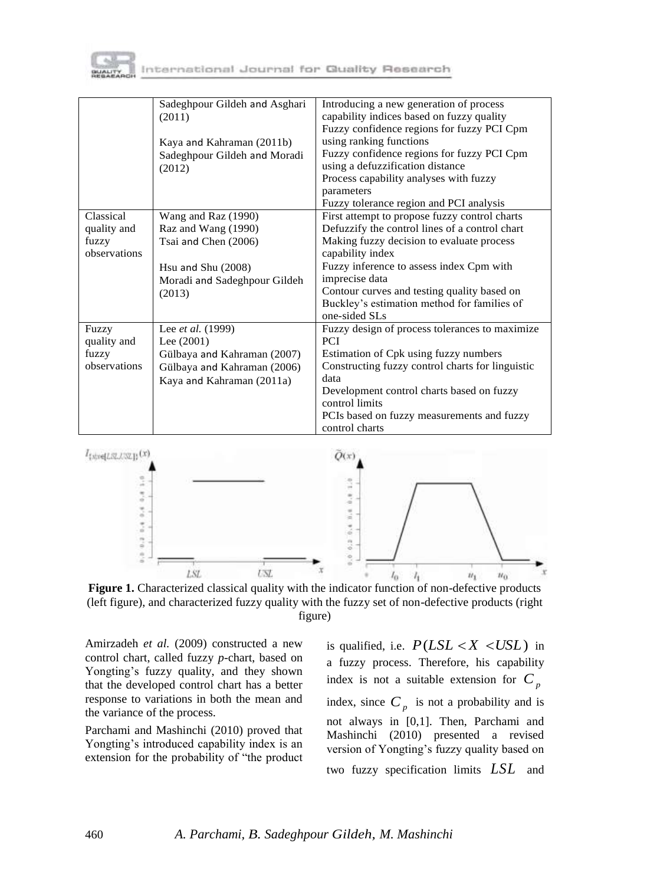| | | |
|---|---|---|
| | Sadeghpour Gildeh and Asghari (2011)<br><br>Kaya and Kahraman (2011b)<br>Sadeghpour Gildeh and Moradi (2012) | Introducing a new generation of process capability indices based on fuzzy quality<br>Fuzzy confidence regions for fuzzy PCI Cpm using ranking functions<br>Fuzzy confidence regions for fuzzy PCI Cpm using a defuzzification distance<br>Process capability analyses with fuzzy parameters<br>Fuzzy tolerance region and PCI analysis |
| Classical quality and fuzzy observations | Wang and Raz (1990)<br>Raz and Wang (1990)<br>Tsai and Chen (2006)<br><br>Hsu and Shu (2008)<br>Moradi and Sadeghpour Gildeh (2013) | First attempt to propose fuzzy control charts<br>Defuzzify the control lines of a control chart<br>Making fuzzy decision to evaluate process capability index<br>Fuzzy inference to assess index Cpm with imprecise data<br>Contour curves and testing quality based on Buckley's estimation method for families of one-sided SLs |
| Fuzzy quality and fuzzy observations | Lee *et al.* (1999)<br>Lee (2001)<br>Gülbaya and Kahraman (2007)<br>Gülbaya and Kahraman (2006)<br>Kaya and Kahraman (2011a) | Fuzzy design of process tolerances to maximize PCI<br>Estimation of Cpk using fuzzy numbers<br>Constructing fuzzy control charts for linguistic data<br>Development control charts based on fuzzy control limits<br>PCIs based on fuzzy measurements and fuzzy control charts |

**Figure 1.** Characterized classical quality with the indicator function of non-defective products (left figure), and characterized fuzzy quality with the fuzzy set of non-defective products (right figure)

Amirzadeh *et al.* (2009) constructed a new control chart, called fuzzy *p*-chart, based on Yongting's fuzzy quality, and they shown that the developed control chart has a better response to variations in both the mean and the variance of the process.

Parchami and Mashinchi (2010) proved that Yongting's introduced capability index is an extension for the probability of "the product is qualified, i.e. $P(LSL < X < USL)$ in a fuzzy process. Therefore, his capability index is not a suitable extension for $C_p$ index, since $C_p$ is not a probability and is not always in [0,1]. Then, Parchami and Mashinchi (2010) presented a revised version of Yongting's fuzzy quality based on two fuzzy specification limits $LSL$ and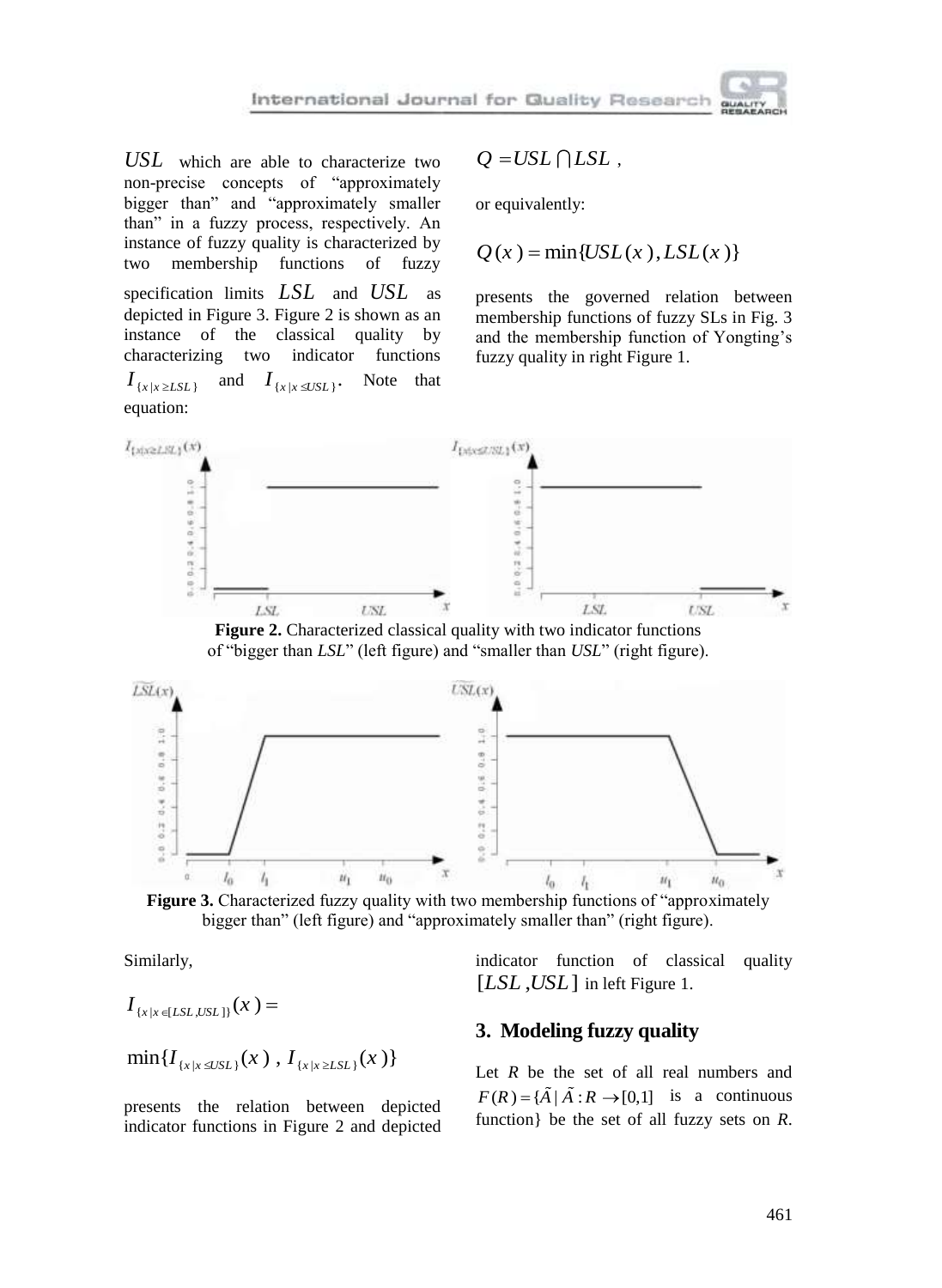$USL$ which are able to characterize two non-precise concepts of "approximately bigger than" and "approximately smaller than" in a fuzzy process, respectively. An instance of fuzzy quality is characterized by two membership functions of fuzzy specification limits $LSL$ and $USL$ as depicted in Figure 3. Figure 2 is shown as an instance of the classical quality by characterizing two indicator functions $I_{\{x|x \geq LSL\}}$ and $I_{\{x|x \leq USL\}}$. Note that equation:

$$Q = USL \bigcap LSL ,$$

or equivalently:

$$Q(x) = \min\{USL(x), LSL(x)\}$$

presents the governed relation between membership functions of fuzzy SLs in Fig. 3 and the membership function of Yongting's fuzzy quality in right Figure 1.

**Figure 2.** Characterized classical quality with two indicator functions of "bigger than *LSL*" (left figure) and "smaller than *USL*" (right figure).

**Figure 3.** Characterized fuzzy quality with two membership functions of "approximately bigger than" (left figure) and "approximately smaller than" (right figure).

Similarly,

$$I_{\{x|x \in [LSL,USL]\}}(x) = \min\{I_{\{x|x \leq USL\}}(x) , I_{\{x|x \geq LSL\}}(x)\}$$

presents the relation between depicted indicator functions in Figure 2 and depicted indicator function of classical quality $[LSL, USL]$ in left Figure 1.

## 3. Modeling fuzzy quality

Let *R* be the set of all real numbers and $F(R) = \{\tilde{A} | \tilde{A} : R \rightarrow [0,1]$ is a continuous function$\}$ be the set of all fuzzy sets on *R*.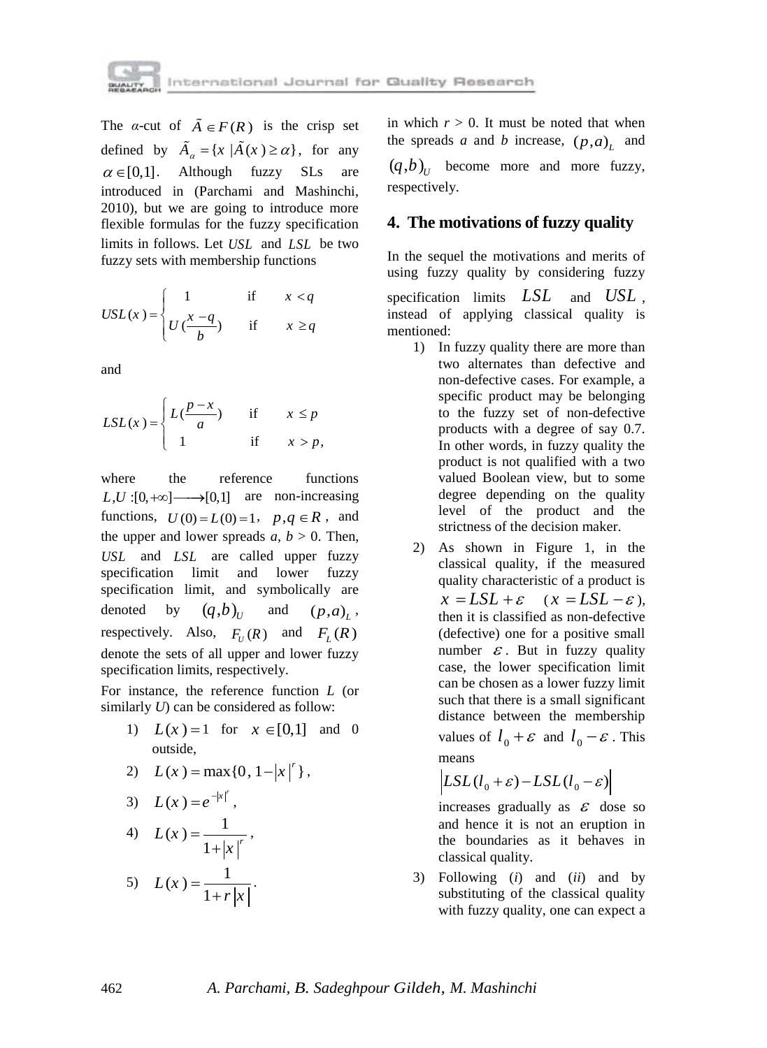The $\alpha$-cut of $\tilde{A} \in F(R)$ is the crisp set defined by $\tilde{A}_\alpha = \{x \mid \tilde{A}(x) \geq \alpha\}$, for any $\alpha \in [0,1]$. Although fuzzy SLs are introduced in (Parchami and Mashinchi, 2010), but we are going to introduce more flexible formulas for the fuzzy specification limits in follows. Let $USL$ and $LSL$ be two fuzzy sets with membership functions

$$USL(x) = \begin{cases} 1 & \text{if} \quad x < q \\ U(\frac{x-q}{b}) & \text{if} \quad x \geq q \end{cases}$$

and

$$LSL(x) = \begin{cases} L(\frac{p-x}{a}) & \text{if} \quad x \leq p \\ 1 & \text{if} \quad x > p, \end{cases}$$

where the reference functions $L, U : [0, +\infty] \longrightarrow [0,1]$ are non-increasing functions, $U(0) = L(0) = 1$, $p, q \in R$, and the upper and lower spreads $a$, $b > 0$. Then, $USL$ and $LSL$ are called upper fuzzy specification limit and lower fuzzy specification limit, and symbolically are denoted by $(q,b)_U$ and $(p,a)_L$, respectively. Also, $F_U(R)$ and $F_L(R)$ denote the sets of all upper and lower fuzzy specification limits, respectively.

For instance, the reference function $L$ (or similarly $U$) can be considered as follow:

1) $L(x) = 1$ for $x \in [0,1]$ and 0 outside,
2) $L(x) = \max\{0, 1 - |x|^r\}$,
3) $L(x) = e^{-|x|^r}$,
4) $L(x) = \dfrac{1}{1+|x|^r}$,
5) $L(x) = \dfrac{1}{1+r|x|}$.

in which $r > 0$. It must be noted that when the spreads $a$ and $b$ increase, $(p,a)_L$ and $(q,b)_U$ become more and more fuzzy, respectively.

## 4. The motivations of fuzzy quality

In the sequel the motivations and merits of using fuzzy quality by considering fuzzy specification limits $LSL$ and $USL$, instead of applying classical quality is mentioned:

1) In fuzzy quality there are more than two alternates than defective and non-defective cases. For example, a specific product may be belonging to the fuzzy set of non-defective products with a degree of say 0.7. In other words, in fuzzy quality the product is not qualified with a two valued Boolean view, but to some degree depending on the quality level of the product and the strictness of the decision maker.
2) As shown in Figure 1, in the classical quality, if the measured quality characteristic of a product is $x = LSL + \varepsilon$ ($x = LSL - \varepsilon$), then it is classified as non-defective (defective) one for a positive small number $\varepsilon$. But in fuzzy quality case, the lower specification limit can be chosen as a lower fuzzy limit such that there is a small significant distance between the membership values of $l_0 + \varepsilon$ and $l_0 - \varepsilon$. This means
$$\left| LSL(l_0 + \varepsilon) - LSL(l_0 - \varepsilon) \right|$$
increases gradually as $\varepsilon$ dose so and hence it is not an eruption in the boundaries as it behaves in classical quality.
3) Following (*i*) and (*ii*) and by substituting of the classical quality with fuzzy quality, one can expect a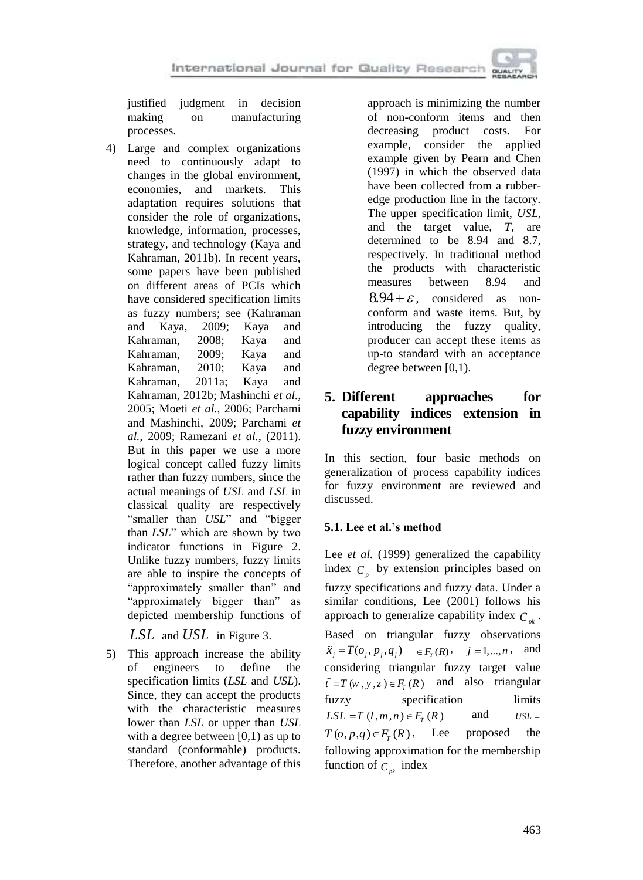justified judgment in decision making on manufacturing processes.

4) Large and complex organizations need to continuously adapt to changes in the global environment, economies, and markets. This adaptation requires solutions that consider the role of organizations, knowledge, information, processes, strategy, and technology (Kaya and Kahraman, 2011b). In recent years, some papers have been published on different areas of PCIs which have considered specification limits as fuzzy numbers; see (Kahraman and Kaya, 2009; Kaya and Kahraman, 2008; Kaya and Kahraman, 2009; Kaya and Kahraman, 2010; Kaya and Kahraman, 2011a; Kaya and Kahraman, 2012b; Mashinchi *et al.*, 2005; Moeti *et al.*, 2006; Parchami and Mashinchi, 2009; Parchami *et al.*, 2009; Ramezani *et al.*, (2011). But in this paper we use a more logical concept called fuzzy limits rather than fuzzy numbers, since the actual meanings of *USL* and *LSL* in classical quality are respectively "smaller than *USL*" and "bigger than *LSL*" which are shown by two indicator functions in Figure 2. Unlike fuzzy numbers, fuzzy limits are able to inspire the concepts of "approximately smaller than" and "approximately bigger than" as depicted membership functions of $LSL$ and $USL$ in Figure 3.

5) This approach increase the ability of engineers to define the specification limits (*LSL* and *USL*). Since, they can accept the products with the characteristic measures lower than *LSL* or upper than *USL* with a degree between [0,1) as up to standard (conformable) products. Therefore, another advantage of this approach is minimizing the number of non-conform items and then decreasing product costs. For example, consider the applied example given by Pearn and Chen (1997) in which the observed data have been collected from a rubber-edge production line in the factory. The upper specification limit, *USL*, and the target value, *T*, are determined to be 8.94 and 8.7, respectively. In traditional method the products with characteristic measures between 8.94 and $8.94+\varepsilon$, considered as non-conform and waste items. But, by introducing the fuzzy quality, producer can accept these items as up-to standard with an acceptance degree between [0,1).

## 5. Different approaches for capability indices extension in fuzzy environment

In this section, four basic methods on generalization of process capability indices for fuzzy environment are reviewed and discussed.

### 5.1. Lee et al.'s method

Lee *et al.* (1999) generalized the capability index $C_p$ by extension principles based on fuzzy specifications and fuzzy data. Under a similar conditions, Lee (2001) follows his approach to generalize capability index $C_{pk}$. Based on triangular fuzzy observations $\tilde{x}_j = T(o_j, p_j, q_j) \in F_T(R)$, $j = 1,...,n$, and considering triangular fuzzy target value $\tilde{t} = T(w, y, z) \in F_T(R)$ and also triangular fuzzy specification limits $LSL = T(l, m, n) \in F_T(R)$ and $USL = T(o, p, q) \in F_T(R)$, Lee proposed the following approximation for the membership function of $C_{pk}$ index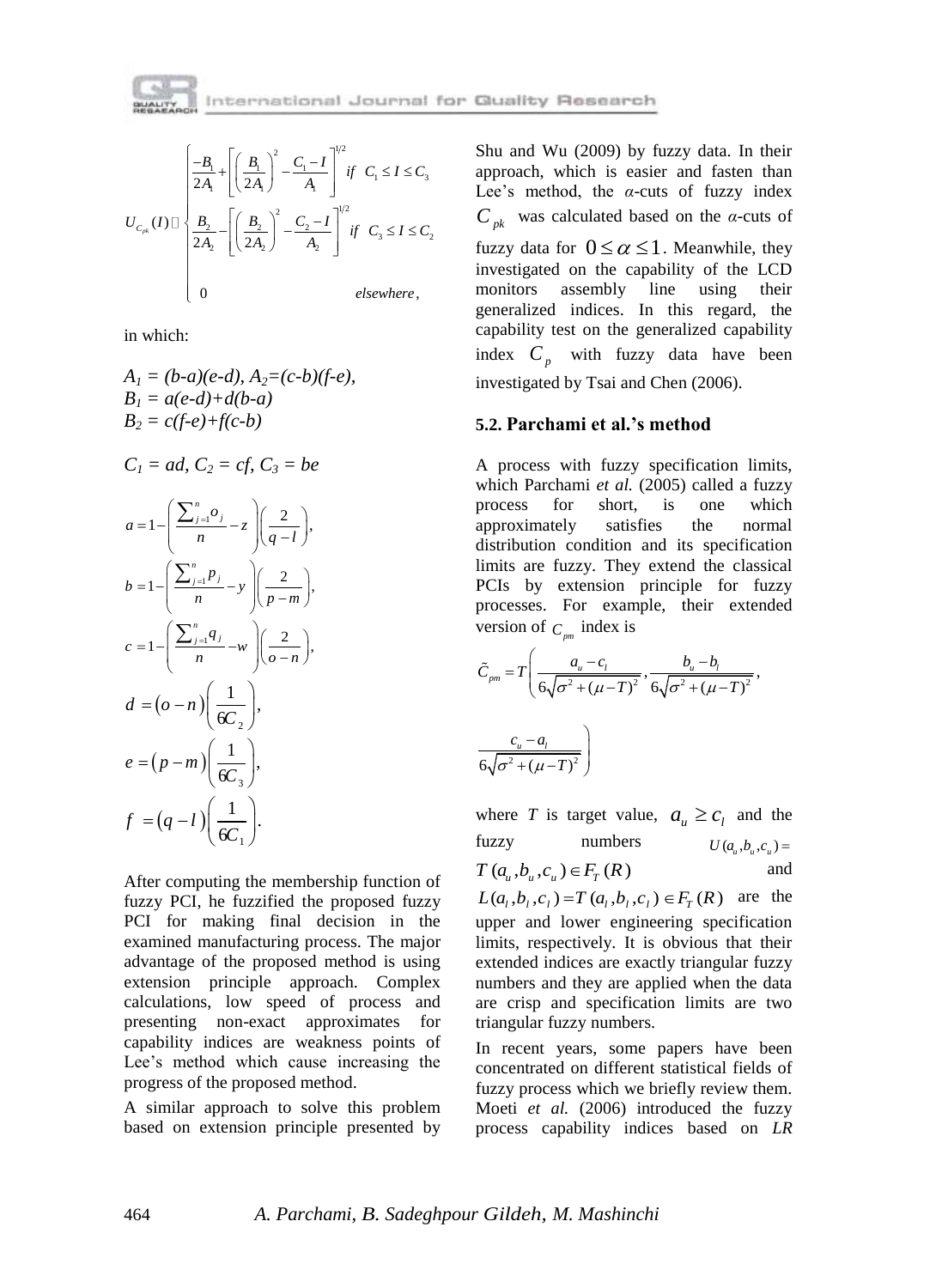$$U_{C_{pk}}(I) = \begin{cases} \dfrac{-B_1}{2A_1} + \left[ \left( \dfrac{B_1}{2A_1} \right)^2 - \dfrac{C_1 - I}{A_1} \right]^{1/2} & if \ \ C_1 \le I \le C_3 \\ \dfrac{B_2}{2A_2} - \left[ \left( \dfrac{B_2}{2A_2} \right)^2 - \dfrac{C_2 - I}{A_2} \right]^{1/2} & if \ \ C_3 \le I \le C_2 \\ 0 & elsewhere, \end{cases}$$

in which:

$A_1 = (b-a)(e-d)$, $A_2=(c-b)(f-e)$,
$B_1 = a(e-d)+d(b-a)$
$B_2 = c(f-e)+f(c-b)$

$C_1 = ad$, $C_2 = cf$, $C_3 = be$

$$a = 1 - \left( \frac{\sum_{j=1}^{n} o_j}{n} - z \right) \left( \frac{2}{q-l} \right),$$

$$b = 1 - \left( \frac{\sum_{j=1}^{n} p_j}{n} - y \right) \left( \frac{2}{p-m} \right),$$

$$c = 1 - \left( \frac{\sum_{j=1}^{n} q_j}{n} - w \right) \left( \frac{2}{o-n} \right),$$

$$d = (o-n) \left( \frac{1}{6C_2} \right),$$

$$e = (p-m) \left( \frac{1}{6C_3} \right),$$

$$f = (q-l) \left( \frac{1}{6C_1} \right).$$

After computing the membership function of fuzzy PCI, he fuzzified the proposed fuzzy PCI for making final decision in the examined manufacturing process. The major advantage of the proposed method is using extension principle approach. Complex calculations, low speed of process and presenting non-exact approximates for capability indices are weakness points of Lee's method which cause increasing the progress of the proposed method.

A similar approach to solve this problem based on extension principle presented by Shu and Wu (2009) by fuzzy data. In their approach, which is easier and fasten than Lee's method, the $\alpha$-cuts of fuzzy index $C_{pk}$ was calculated based on the $\alpha$-cuts of fuzzy data for $0 \le \alpha \le 1$. Meanwhile, they investigated on the capability of the LCD monitors assembly line using their generalized indices. In this regard, the capability test on the generalized capability index $C_p$ with fuzzy data have been investigated by Tsai and Chen (2006).

### 5.2. Parchami et al.'s method

A process with fuzzy specification limits, which Parchami *et al.* (2005) called a fuzzy process for short, is one which approximately satisfies the normal distribution condition and its specification limits are fuzzy. They extend the classical PCIs by extension principle for fuzzy processes. For example, their extended version of $C_{pm}$ index is

$$\tilde{C}_{pm} = T\left( \frac{a_u - c_l}{6\sqrt{\sigma^2 + (\mu - T)^2}}, \frac{b_u - b_l}{6\sqrt{\sigma^2 + (\mu - T)^2}}, \frac{c_u - a_l}{6\sqrt{\sigma^2 + (\mu - T)^2}} \right)$$

where $T$ is target value, $a_u \ge c_l$ and the fuzzy numbers $U(a_u, b_u, c_u) = T(a_u, b_u, c_u) \in F_T(R)$ and $L(a_l, b_l, c_l) = T(a_l, b_l, c_l) \in F_T(R)$ are the upper and lower engineering specification limits, respectively. It is obvious that their extended indices are exactly triangular fuzzy numbers and they are applied when the data are crisp and specification limits are two triangular fuzzy numbers.

In recent years, some papers have been concentrated on different statistical fields of fuzzy process which we briefly review them. Moeti *et al.* (2006) introduced the fuzzy process capability indices based on *LR*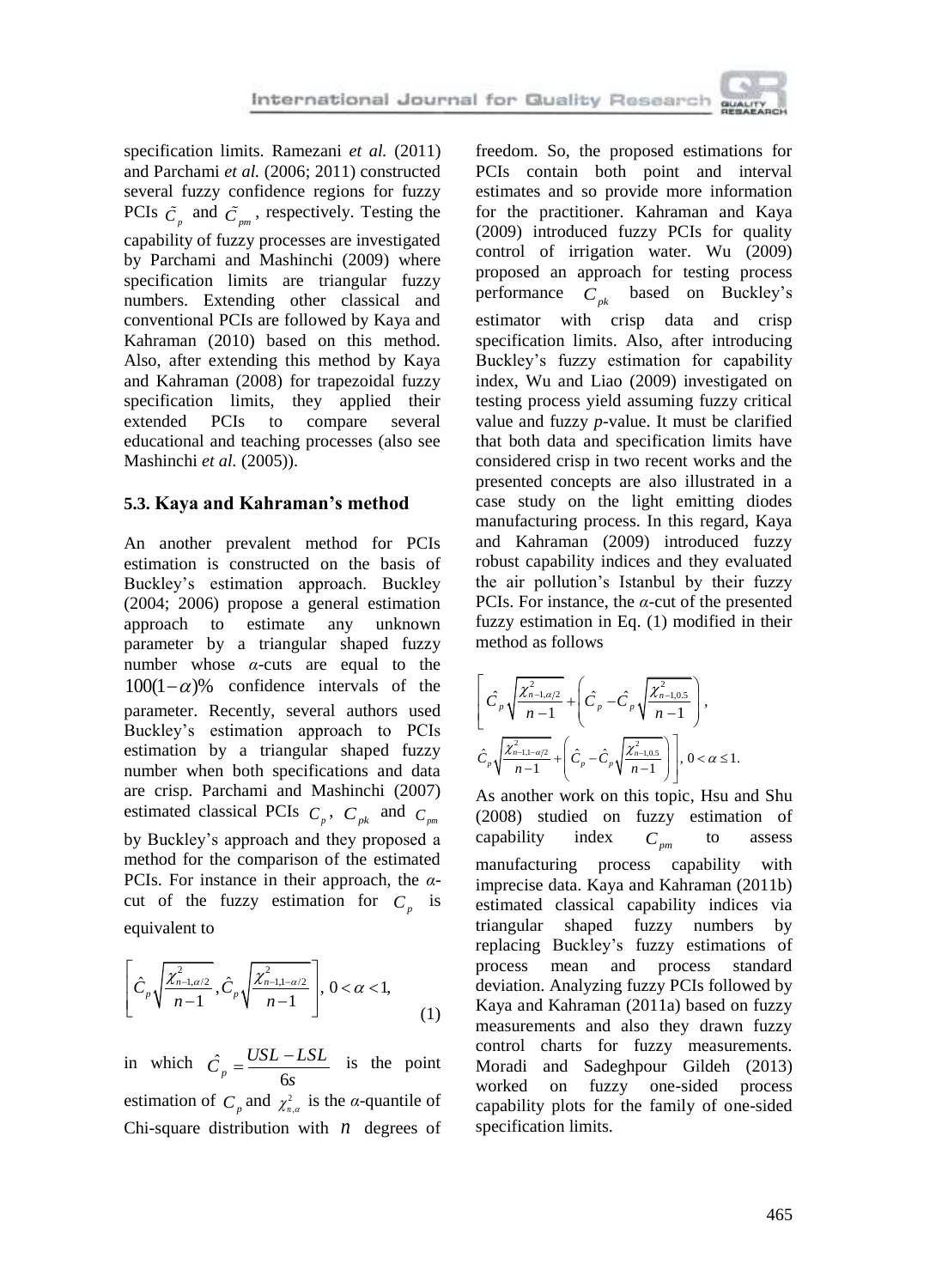specification limits. Ramezani *et al.* (2011) and Parchami *et al.* (2006; 2011) constructed several fuzzy confidence regions for fuzzy PCIs $\tilde{C}_p$ and $\tilde{C}_{pm}$, respectively. Testing the capability of fuzzy processes are investigated by Parchami and Mashinchi (2009) where specification limits are triangular fuzzy numbers. Extending other classical and conventional PCIs are followed by Kaya and Kahraman (2010) based on this method. Also, after extending this method by Kaya and Kahraman (2008) for trapezoidal fuzzy specification limits, they applied their extended PCIs to compare several educational and teaching processes (also see Mashinchi *et al.* (2005)).

### 5.3. Kaya and Kahraman's method

An another prevalent method for PCIs estimation is constructed on the basis of Buckley's estimation approach. Buckley (2004; 2006) propose a general estimation approach to estimate any unknown parameter by a triangular shaped fuzzy number whose *α*-cuts are equal to the $100(1-\alpha)\%$ confidence intervals of the parameter. Recently, several authors used Buckley's estimation approach to PCIs estimation by a triangular shaped fuzzy number when both specifications and data are crisp. Parchami and Mashinchi (2007) estimated classical PCIs $C_p$, $C_{pk}$ and $C_{pm}$ by Buckley's approach and they proposed a method for the comparison of the estimated PCIs. For instance in their approach, the *α*-cut of the fuzzy estimation for $C_p$ is equivalent to

$$\left[\hat{C}_p\sqrt{\frac{\chi^2_{n-1,\alpha/2}}{n-1}}, \hat{C}_p\sqrt{\frac{\chi^2_{n-1,1-\alpha/2}}{n-1}}\right], \; 0<\alpha<1, \tag{1}$$

in which $\hat{C}_p = \dfrac{USL-LSL}{6s}$ is the point estimation of $C_p$ and $\chi^2_{n,\alpha}$ is the *α*-quantile of Chi-square distribution with $n$ degrees of freedom. So, the proposed estimations for PCIs contain both point and interval estimates and so provide more information for the practitioner. Kahraman and Kaya (2009) introduced fuzzy PCIs for quality control of irrigation water. Wu (2009) proposed an approach for testing process performance $C_{pk}$ based on Buckley's estimator with crisp data and crisp specification limits. Also, after introducing Buckley's fuzzy estimation for capability index, Wu and Liao (2009) investigated on testing process yield assuming fuzzy critical value and fuzzy *p*-value. It must be clarified that both data and specification limits have considered crisp in two recent works and the presented concepts are also illustrated in a case study on the light emitting diodes manufacturing process. In this regard, Kaya and Kahraman (2009) introduced fuzzy robust capability indices and they evaluated the air pollution's Istanbul by their fuzzy PCIs. For instance, the *α*-cut of the presented fuzzy estimation in Eq. (1) modified in their method as follows

$$\left[\hat{C}_p\sqrt{\frac{\chi^2_{n-1,\alpha/2}}{n-1}} + \left(\hat{C}_p - \hat{C}_p\sqrt{\frac{\chi^2_{n-1,0.5}}{n-1}}\right),\right.$$
$$\left.\hat{C}_p\sqrt{\frac{\chi^2_{n-1,1-\alpha/2}}{n-1}} + \left(\hat{C}_p - \hat{C}_p\sqrt{\frac{\chi^2_{n-1,0.5}}{n-1}}\right)\right], \; 0<\alpha\leq 1.$$

As another work on this topic, Hsu and Shu (2008) studied on fuzzy estimation of capability index $C_{pm}$ to assess manufacturing process capability with imprecise data. Kaya and Kahraman (2011b) estimated classical capability indices via triangular shaped fuzzy numbers by replacing Buckley's fuzzy estimations of process mean and process standard deviation. Analyzing fuzzy PCIs followed by Kaya and Kahraman (2011a) based on fuzzy measurements and also they drawn fuzzy control charts for fuzzy measurements. Moradi and Sadeghpour Gildeh (2013) worked on fuzzy one-sided process capability plots for the family of one-sided specification limits.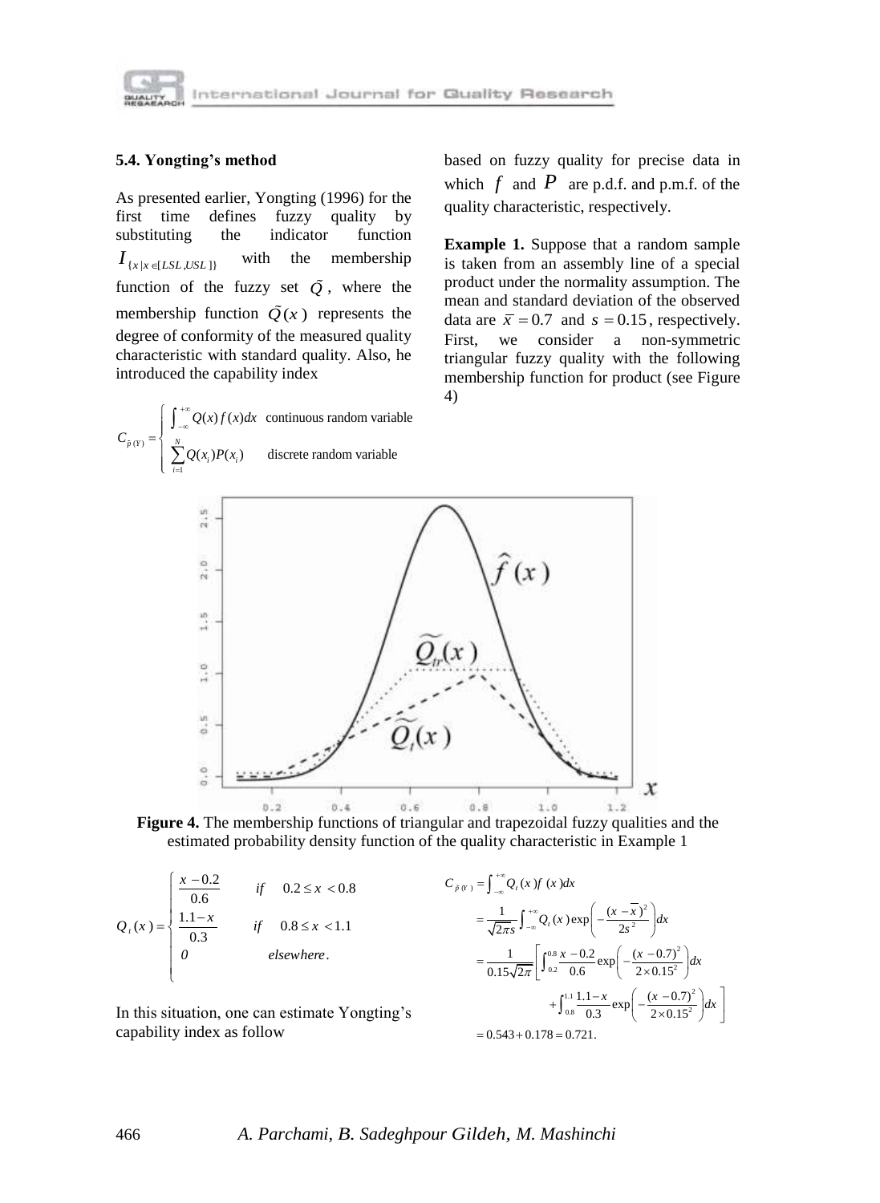### 5.4. Yongting's method

As presented earlier, Yongting (1996) for the first time defines fuzzy quality by substituting the indicator function $I_{\{x|x\in[LSL,USL]\}}$ with the membership function of the fuzzy set $\tilde{Q}$, where the membership function $\tilde{Q}(x)$ represents the degree of conformity of the measured quality characteristic with standard quality. Also, he introduced the capability index

$$C_{\tilde{p}(Y)} = \begin{cases} \int_{-\infty}^{+\infty} Q(x)f(x)dx & \text{continuous random variable} \\ \sum_{i=1}^{N} Q(x_i)P(x_i) & \text{discrete random variable} \end{cases}$$

based on fuzzy quality for precise data in which $f$ and $P$ are p.d.f. and p.m.f. of the quality characteristic, respectively.

**Example 1.** Suppose that a random sample is taken from an assembly line of a special product under the normality assumption. The mean and standard deviation of the observed data are $\bar{x} = 0.7$ and $s = 0.15$, respectively. First, we consider a non-symmetric triangular fuzzy quality with the following membership function for product (see Figure 4)

**Figure 4.** The membership functions of triangular and trapezoidal fuzzy qualities and the estimated probability density function of the quality characteristic in Example 1

$$Q_t(x) = \begin{cases} \dfrac{x-0.2}{0.6} & if \quad 0.2 \le x < 0.8 \\ \dfrac{1.1-x}{0.3} & if \quad 0.8 \le x < 1.1 \\ 0 & elsewhere. \end{cases}$$

In this situation, one can estimate Yongting's capability index as follow

$$\begin{aligned} C_{\tilde{p}(Y)} &= \int_{-\infty}^{+\infty} Q_t(x) f(x)dx \\ &= \frac{1}{\sqrt{2\pi}s}\int_{-\infty}^{+\infty} Q_t(x)\exp\left(-\frac{(x-\bar{x})^2}{2s^2}\right)dx \\ &= \frac{1}{0.15\sqrt{2\pi}}\left[\int_{0.2}^{0.8}\frac{x-0.2}{0.6}\exp\left(-\frac{(x-0.7)^2}{2\times 0.15^2}\right)dx \right. \\ &\qquad \left. + \int_{0.8}^{1.1}\frac{1.1-x}{0.3}\exp\left(-\frac{(x-0.7)^2}{2\times 0.15^2}\right)dx\right] \\ &= 0.543 + 0.178 = 0.721. \end{aligned}$$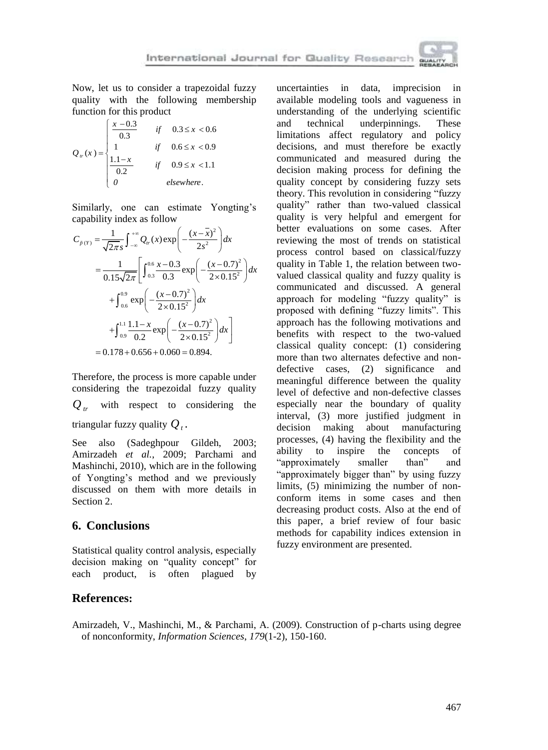Now, let us to consider a trapezoidal fuzzy quality with the following membership function for this product

$$
Q_{tr}(x) = \begin{cases} \frac{x-0.3}{0.3} & if \quad 0.3 \le x < 0.6 \\ 1 & if \quad 0.6 \le x < 0.9 \\ \frac{1.1-x}{0.2} & if \quad 0.9 \le x < 1.1 \\ 0 & elsewhere. \end{cases}
$$

Similarly, one can estimate Yongting's capability index as follow

$$
\begin{aligned}
C_{\tilde{p}(Y)} &= \frac{1}{\sqrt{2\pi}s}\int_{-\infty}^{+\infty} Q_{tr}(x)\exp\left(-\frac{(x-\bar{x})^2}{2s^2}\right)dx \\
&= \frac{1}{0.15\sqrt{2\pi}}\left[\int_{0.3}^{0.6}\frac{x-0.3}{0.3}\exp\left(-\frac{(x-0.7)^2}{2\times 0.15^2}\right)dx \right. \\
&\quad + \int_{0.6}^{0.9}\exp\left(-\frac{(x-0.7)^2}{2\times 0.15^2}\right)dx \\
&\quad \left. + \int_{0.9}^{1.1}\frac{1.1-x}{0.2}\exp\left(-\frac{(x-0.7)^2}{2\times 0.15^2}\right)dx\right] \\
&= 0.178 + 0.656 + 0.060 = 0.894.
\end{aligned}
$$

Therefore, the process is more capable under considering the trapezoidal fuzzy quality $Q_{tr}$ with respect to considering the triangular fuzzy quality $Q_t$.

See also (Sadeghpour Gildeh, 2003; Amirzadeh *et al.*, 2009; Parchami and Mashinchi, 2010), which are in the following of Yongting's method and we previously discussed on them with more details in Section 2.

## 6. Conclusions

Statistical quality control analysis, especially decision making on "quality concept" for each product, is often plagued by uncertainties in data, imprecision in available modeling tools and vagueness in understanding of the underlying scientific and technical underpinnings. These limitations affect regulatory and policy decisions, and must therefore be exactly communicated and measured during the decision making process for defining the quality concept by considering fuzzy sets theory. This revolution in considering "fuzzy quality" rather than two-valued classical quality is very helpful and emergent for better evaluations on some cases. After reviewing the most of trends on statistical process control based on classical/fuzzy quality in Table 1, the relation between two-valued classical quality and fuzzy quality is communicated and discussed. A general approach for modeling "fuzzy quality" is proposed with defining "fuzzy limits". This approach has the following motivations and benefits with respect to the two-valued classical quality concept: (1) considering more than two alternates defective and non-defective cases, (2) significance and meaningful difference between the quality level of defective and non-defective classes especially near the boundary of quality interval, (3) more justified judgment in decision making about manufacturing processes, (4) having the flexibility and the ability to inspire the concepts of "approximately smaller than" and "approximately bigger than" by using fuzzy limits, (5) minimizing the number of non-conform items in some cases and then decreasing product costs. Also at the end of this paper, a brief review of four basic methods for capability indices extension in fuzzy environment are presented.

## References:

Amirzadeh, V., Mashinchi, M., & Parchami, A. (2009). Construction of p-charts using degree of nonconformity, *Information Sciences*, *179*(1-2), 150-160.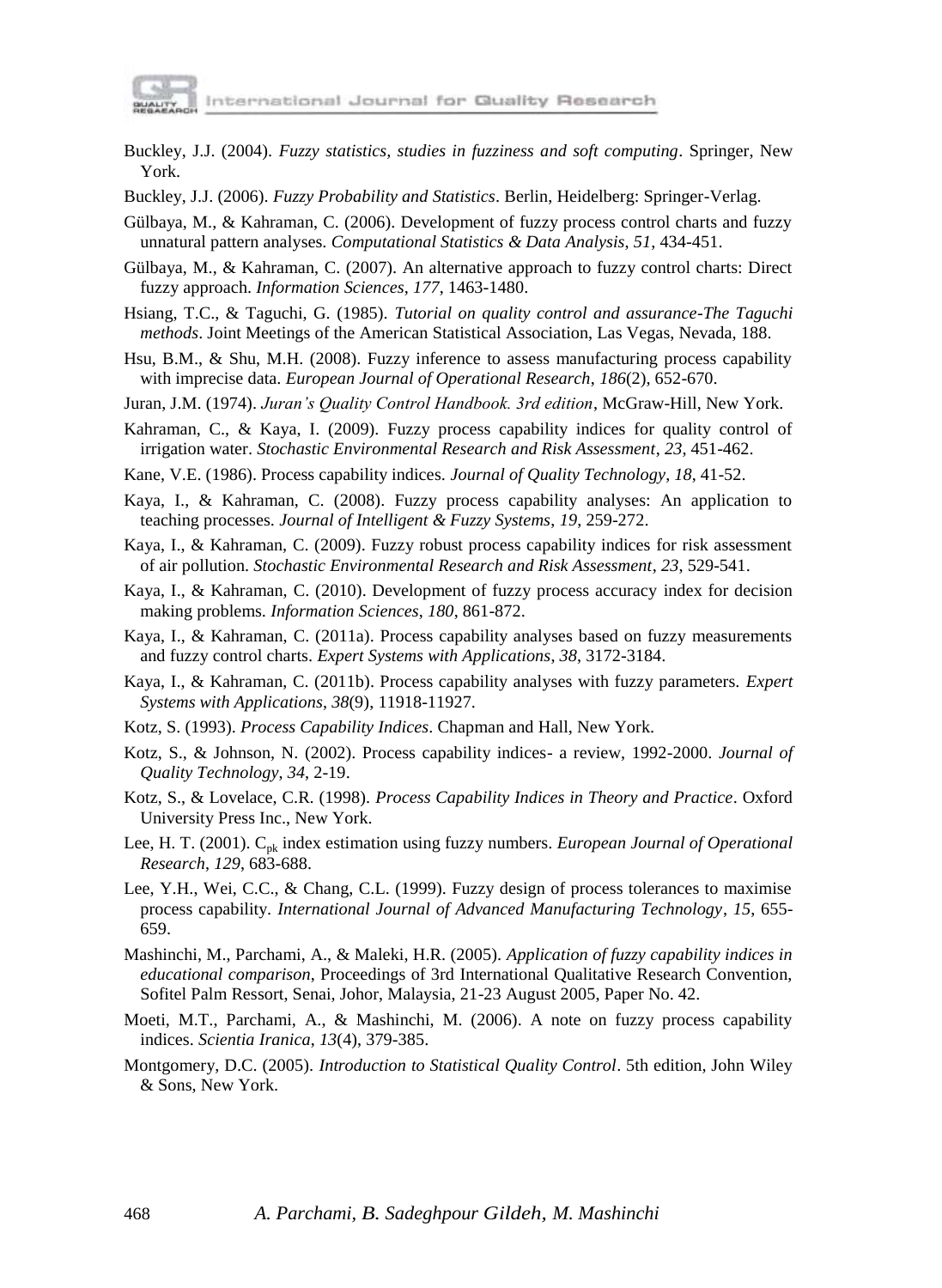Buckley, J.J. (2004). *Fuzzy statistics, studies in fuzziness and soft computing*. Springer, New York.

Buckley, J.J. (2006). *Fuzzy Probability and Statistics*. Berlin, Heidelberg: Springer-Verlag.

Gülbaya, M., & Kahraman, C. (2006). Development of fuzzy process control charts and fuzzy unnatural pattern analyses. *Computational Statistics & Data Analysis*, *51*, 434-451.

Gülbaya, M., & Kahraman, C. (2007). An alternative approach to fuzzy control charts: Direct fuzzy approach. *Information Sciences*, *177*, 1463-1480.

Hsiang, T.C., & Taguchi, G. (1985). *Tutorial on quality control and assurance-The Taguchi methods*. Joint Meetings of the American Statistical Association, Las Vegas, Nevada, 188.

Hsu, B.M., & Shu, M.H. (2008). Fuzzy inference to assess manufacturing process capability with imprecise data. *European Journal of Operational Research*, *186*(2), 652-670.

Juran, J.M. (1974). *Juran's Quality Control Handbook. 3rd edition*, McGraw-Hill, New York.

Kahraman, C., & Kaya, I. (2009). Fuzzy process capability indices for quality control of irrigation water. *Stochastic Environmental Research and Risk Assessment*, *23*, 451-462.

Kane, V.E. (1986). Process capability indices. *Journal of Quality Technology*, *18*, 41-52.

Kaya, I., & Kahraman, C. (2008). Fuzzy process capability analyses: An application to teaching processes. *Journal of Intelligent & Fuzzy Systems*, *19*, 259-272.

Kaya, I., & Kahraman, C. (2009). Fuzzy robust process capability indices for risk assessment of air pollution. *Stochastic Environmental Research and Risk Assessment*, *23*, 529-541.

Kaya, I., & Kahraman, C. (2010). Development of fuzzy process accuracy index for decision making problems. *Information Sciences*, *180*, 861-872.

Kaya, I., & Kahraman, C. (2011a). Process capability analyses based on fuzzy measurements and fuzzy control charts. *Expert Systems with Applications*, *38*, 3172-3184.

Kaya, I., & Kahraman, C. (2011b). Process capability analyses with fuzzy parameters. *Expert Systems with Applications*, *38*(9), 11918-11927.

Kotz, S. (1993). *Process Capability Indices*. Chapman and Hall, New York.

Kotz, S., & Johnson, N. (2002). Process capability indices- a review, 1992-2000. *Journal of Quality Technology*, *34*, 2-19.

Kotz, S., & Lovelace, C.R. (1998). *Process Capability Indices in Theory and Practice*. Oxford University Press Inc., New York.

Lee, H. T. (2001). $C_{pk}$ index estimation using fuzzy numbers. *European Journal of Operational Research*, *129*, 683-688.

Lee, Y.H., Wei, C.C., & Chang, C.L. (1999). Fuzzy design of process tolerances to maximise process capability. *International Journal of Advanced Manufacturing Technology*, *15*, 655-659.

Mashinchi, M., Parchami, A., & Maleki, H.R. (2005). *Application of fuzzy capability indices in educational comparison*, Proceedings of 3rd International Qualitative Research Convention, Sofitel Palm Ressort, Senai, Johor, Malaysia, 21-23 August 2005, Paper No. 42.

Moeti, M.T., Parchami, A., & Mashinchi, M. (2006). A note on fuzzy process capability indices. *Scientia Iranica*, *13*(4), 379-385.

Montgomery, D.C. (2005). *Introduction to Statistical Quality Control*. 5th edition, John Wiley & Sons, New York.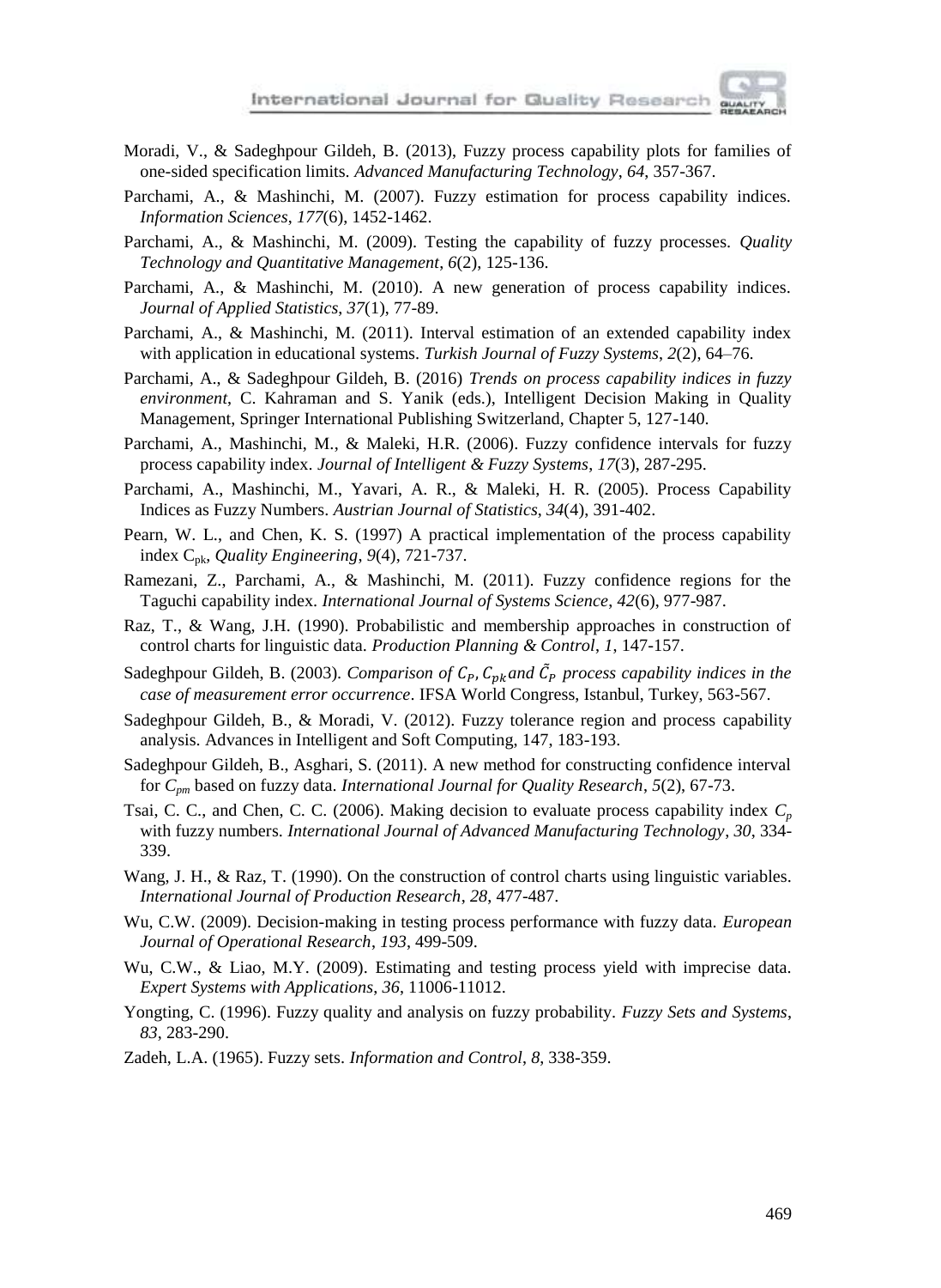Moradi, V., & Sadeghpour Gildeh, B. (2013), Fuzzy process capability plots for families of one-sided specification limits. *Advanced Manufacturing Technology*, *64*, 357-367.

Parchami, A., & Mashinchi, M. (2007). Fuzzy estimation for process capability indices. *Information Sciences*, *177*(6), 1452-1462.

Parchami, A., & Mashinchi, M. (2009). Testing the capability of fuzzy processes. *Quality Technology and Quantitative Management*, *6*(2), 125-136.

Parchami, A., & Mashinchi, M. (2010). A new generation of process capability indices. *Journal of Applied Statistics*, *37*(1), 77-89.

Parchami, A., & Mashinchi, M. (2011). Interval estimation of an extended capability index with application in educational systems. *Turkish Journal of Fuzzy Systems*, *2*(2), 64–76.

Parchami, A., & Sadeghpour Gildeh, B. (2016) *Trends on process capability indices in fuzzy environment*, C. Kahraman and S. Yanik (eds.), Intelligent Decision Making in Quality Management, Springer International Publishing Switzerland, Chapter 5, 127-140.

Parchami, A., Mashinchi, M., & Maleki, H.R. (2006). Fuzzy confidence intervals for fuzzy process capability index. *Journal of Intelligent & Fuzzy Systems*, *17*(3), 287-295.

Parchami, A., Mashinchi, M., Yavari, A. R., & Maleki, H. R. (2005). Process Capability Indices as Fuzzy Numbers. *Austrian Journal of Statistics*, *34*(4), 391-402.

Pearn, W. L., and Chen, K. S. (1997) A practical implementation of the process capability index $C_{pk}$, *Quality Engineering*, *9*(4), 721-737.

Ramezani, Z., Parchami, A., & Mashinchi, M. (2011). Fuzzy confidence regions for the Taguchi capability index. *International Journal of Systems Science*, *42*(6), 977-987.

Raz, T., & Wang, J.H. (1990). Probabilistic and membership approaches in construction of control charts for linguistic data. *Production Planning & Control*, *1*, 147-157.

Sadeghpour Gildeh, B. (2003). *Comparison of $C_P$, $C_{pk}$ and $\tilde{C}_P$ process capability indices in the case of measurement error occurrence*. IFSA World Congress, Istanbul, Turkey, 563-567.

Sadeghpour Gildeh, B., & Moradi, V. (2012). Fuzzy tolerance region and process capability analysis. Advances in Intelligent and Soft Computing, 147, 183-193.

Sadeghpour Gildeh, B., Asghari, S. (2011). A new method for constructing confidence interval for $C_{pm}$ based on fuzzy data. *International Journal for Quality Research*, *5*(2), 67-73.

Tsai, C. C., and Chen, C. C. (2006). Making decision to evaluate process capability index $C_p$ with fuzzy numbers. *International Journal of Advanced Manufacturing Technology*, *30*, 334-339.

Wang, J. H., & Raz, T. (1990). On the construction of control charts using linguistic variables. *International Journal of Production Research*, *28*, 477-487.

Wu, C.W. (2009). Decision-making in testing process performance with fuzzy data. *European Journal of Operational Research*, *193*, 499-509.

Wu, C.W., & Liao, M.Y. (2009). Estimating and testing process yield with imprecise data. *Expert Systems with Applications*, *36*, 11006-11012.

Yongting, C. (1996). Fuzzy quality and analysis on fuzzy probability. *Fuzzy Sets and Systems*, *83*, 283-290.

Zadeh, L.A. (1965). Fuzzy sets. *Information and Control*, *8*, 338-359.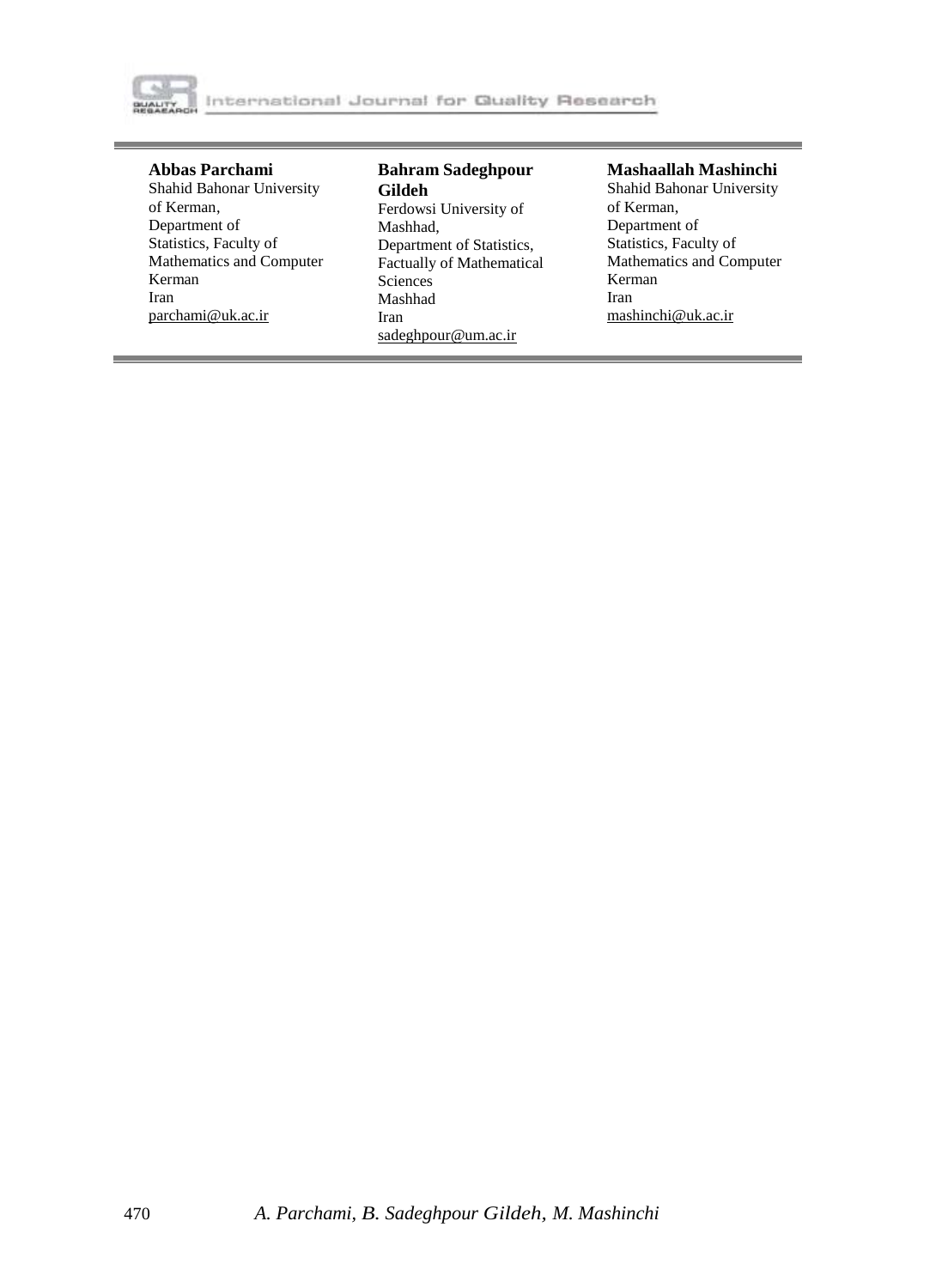**Abbas Parchami**
Shahid Bahonar University of Kerman,
Department of Statistics, Faculty of Mathematics and Computer
Kerman
Iran
parchami@uk.ac.ir

**Bahram Sadeghpour Gildeh**
Ferdowsi University of Mashhad,
Department of Statistics, Factually of Mathematical Sciences
Mashhad
Iran
sadeghpour@um.ac.ir

**Mashaallah Mashinchi**
Shahid Bahonar University of Kerman,
Department of Statistics, Faculty of Mathematics and Computer
Kerman
Iran
mashinchi@uk.ac.ir